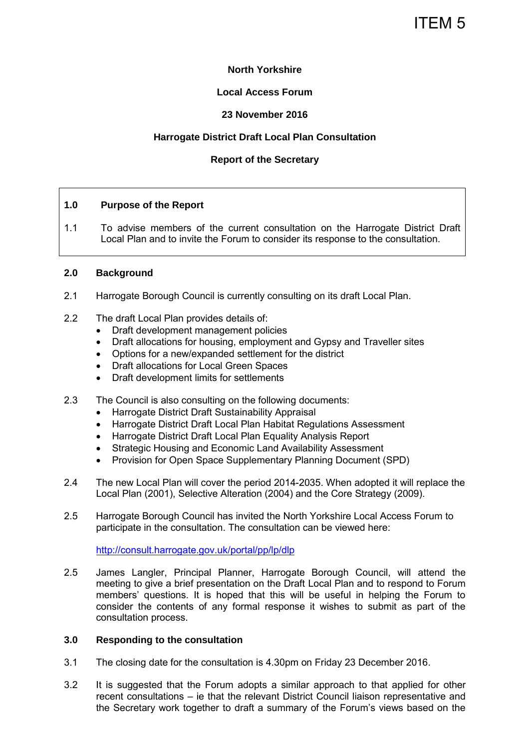ITEM 5

**North Yorkshire**

**Local Access Forum**

**23 November 2016**

**Harrogate District Draft Local Plan Consultation**

**Report of the Secretary**

## 1.0 Purpose of the Report

1.1 To advise members of the current consultation on the Harrogate District Draft Local Plan and to invite the Forum to consider its response to the consultation.

## 2.0 Background

2.1 Harrogate Borough Council is currently consulting on its draft Local Plan.

2.2 The draft Local Plan provides details of:

- Draft development management policies
- Draft allocations for housing, employment and Gypsy and Traveller sites
- Options for a new/expanded settlement for the district
- Draft allocations for Local Green Spaces
- Draft development limits for settlements

2.3 The Council is also consulting on the following documents:

- Harrogate District Draft Sustainability Appraisal
- Harrogate District Draft Local Plan Habitat Regulations Assessment
- Harrogate District Draft Local Plan Equality Analysis Report
- Strategic Housing and Economic Land Availability Assessment
- Provision for Open Space Supplementary Planning Document (SPD)

2.4 The new Local Plan will cover the period 2014-2035. When adopted it will replace the Local Plan (2001), Selective Alteration (2004) and the Core Strategy (2009).

2.5 Harrogate Borough Council has invited the North Yorkshire Local Access Forum to participate in the consultation. The consultation can be viewed here:

http://consult.harrogate.gov.uk/portal/pp/lp/dlp

2.5 James Langler, Principal Planner, Harrogate Borough Council, will attend the meeting to give a brief presentation on the Draft Local Plan and to respond to Forum members' questions. It is hoped that this will be useful in helping the Forum to consider the contents of any formal response it wishes to submit as part of the consultation process.

## 3.0 Responding to the consultation

3.1 The closing date for the consultation is 4.30pm on Friday 23 December 2016.

3.2 It is suggested that the Forum adopts a similar approach to that applied for other recent consultations – ie that the relevant District Council liaison representative and the Secretary work together to draft a summary of the Forum's views based on the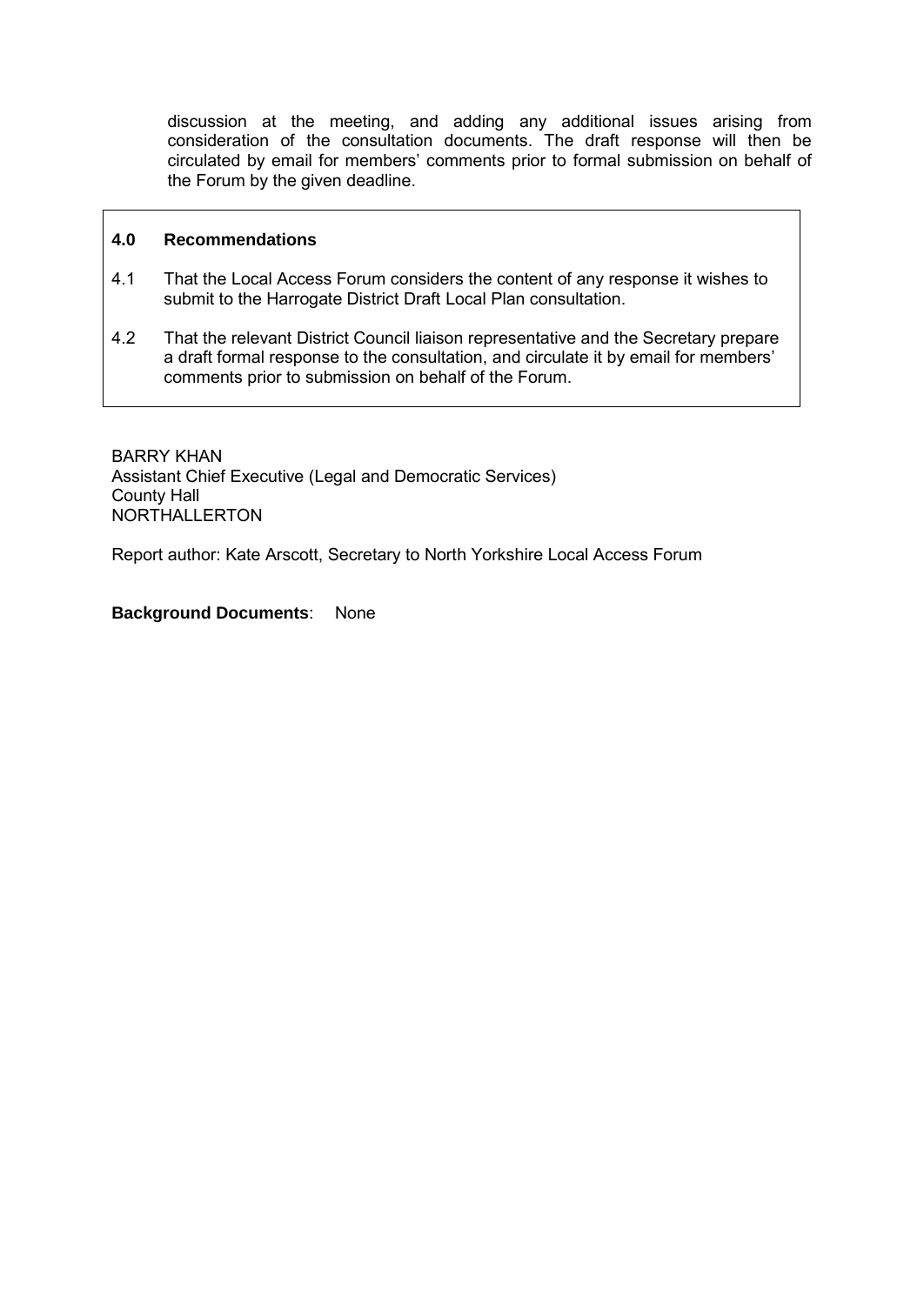discussion at the meeting, and adding any additional issues arising from consideration of the consultation documents. The draft response will then be circulated by email for members' comments prior to formal submission on behalf of the Forum by the given deadline.

**4.0 Recommendations**

4.1 That the Local Access Forum considers the content of any response it wishes to submit to the Harrogate District Draft Local Plan consultation.

4.2 That the relevant District Council liaison representative and the Secretary prepare a draft formal response to the consultation, and circulate it by email for members' comments prior to submission on behalf of the Forum.

BARRY KHAN
Assistant Chief Executive (Legal and Democratic Services)
County Hall
NORTHALLERTON

Report author: Kate Arscott, Secretary to North Yorkshire Local Access Forum

**Background Documents**: None